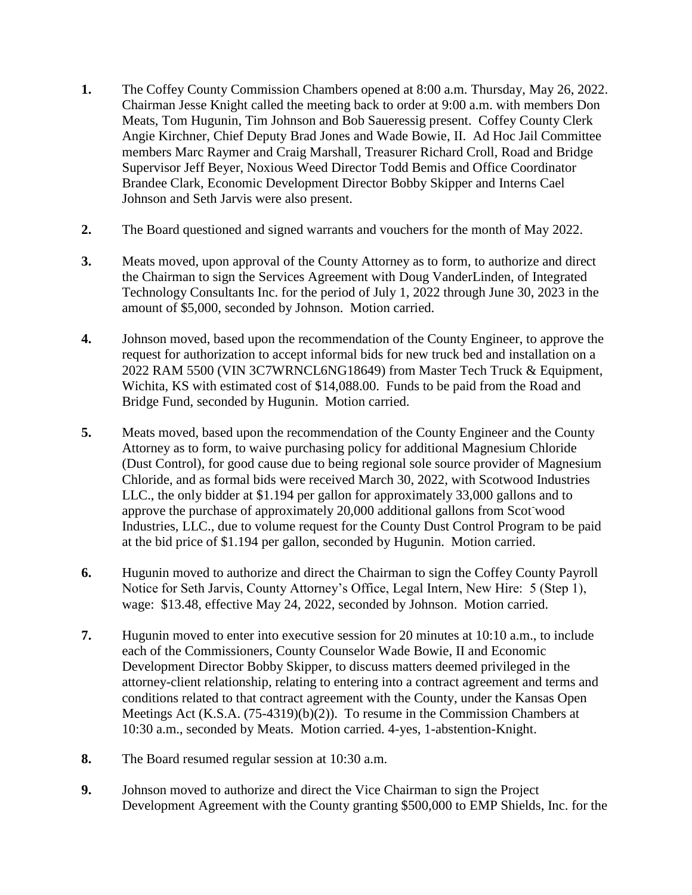1. The Coffey County Commission Chambers opened at 8:00 a.m. Thursday, May 26, 2022. Chairman Jesse Knight called the meeting back to order at 9:00 a.m. with members Don Meats, Tom Hugunin, Tim Johnson and Bob Saueressig present. Coffey County Clerk Angie Kirchner, Chief Deputy Brad Jones and Wade Bowie, II. Ad Hoc Jail Committee members Marc Raymer and Craig Marshall, Treasurer Richard Croll, Road and Bridge Supervisor Jeff Beyer, Noxious Weed Director Todd Bemis and Office Coordinator Brandee Clark, Economic Development Director Bobby Skipper and Interns Cael Johnson and Seth Jarvis were also present.

2. The Board questioned and signed warrants and vouchers for the month of May 2022.

3. Meats moved, upon approval of the County Attorney as to form, to authorize and direct the Chairman to sign the Services Agreement with Doug VanderLinden, of Integrated Technology Consultants Inc. for the period of July 1, 2022 through June 30, 2023 in the amount of $5,000, seconded by Johnson. Motion carried.

4. Johnson moved, based upon the recommendation of the County Engineer, to approve the request for authorization to accept informal bids for new truck bed and installation on a 2022 RAM 5500 (VIN 3C7WRNCL6NG18649) from Master Tech Truck & Equipment, Wichita, KS with estimated cost of $14,088.00. Funds to be paid from the Road and Bridge Fund, seconded by Hugunin. Motion carried.

5. Meats moved, based upon the recommendation of the County Engineer and the County Attorney as to form, to waive purchasing policy for additional Magnesium Chloride (Dust Control), for good cause due to being regional sole source provider of Magnesium Chloride, and as formal bids were received March 30, 2022, with Scotwood Industries LLC., the only bidder at $1.194 per gallon for approximately 33,000 gallons and to approve the purchase of approximately 20,000 additional gallons from Scotwood Industries, LLC., due to volume request for the County Dust Control Program to be paid at the bid price of $1.194 per gallon, seconded by Hugunin. Motion carried.

6. Hugunin moved to authorize and direct the Chairman to sign the Coffey County Payroll Notice for Seth Jarvis, County Attorney's Office, Legal Intern, New Hire: 5 (Step 1), wage: $13.48, effective May 24, 2022, seconded by Johnson. Motion carried.

7. Hugunin moved to enter into executive session for 20 minutes at 10:10 a.m., to include each of the Commissioners, County Counselor Wade Bowie, II and Economic Development Director Bobby Skipper, to discuss matters deemed privileged in the attorney-client relationship, relating to entering into a contract agreement and terms and conditions related to that contract agreement with the County, under the Kansas Open Meetings Act (K.S.A. (75-4319)(b)(2)). To resume in the Commission Chambers at 10:30 a.m., seconded by Meats. Motion carried. 4-yes, 1-abstention-Knight.

8. The Board resumed regular session at 10:30 a.m.

9. Johnson moved to authorize and direct the Vice Chairman to sign the Project Development Agreement with the County granting $500,000 to EMP Shields, Inc. for the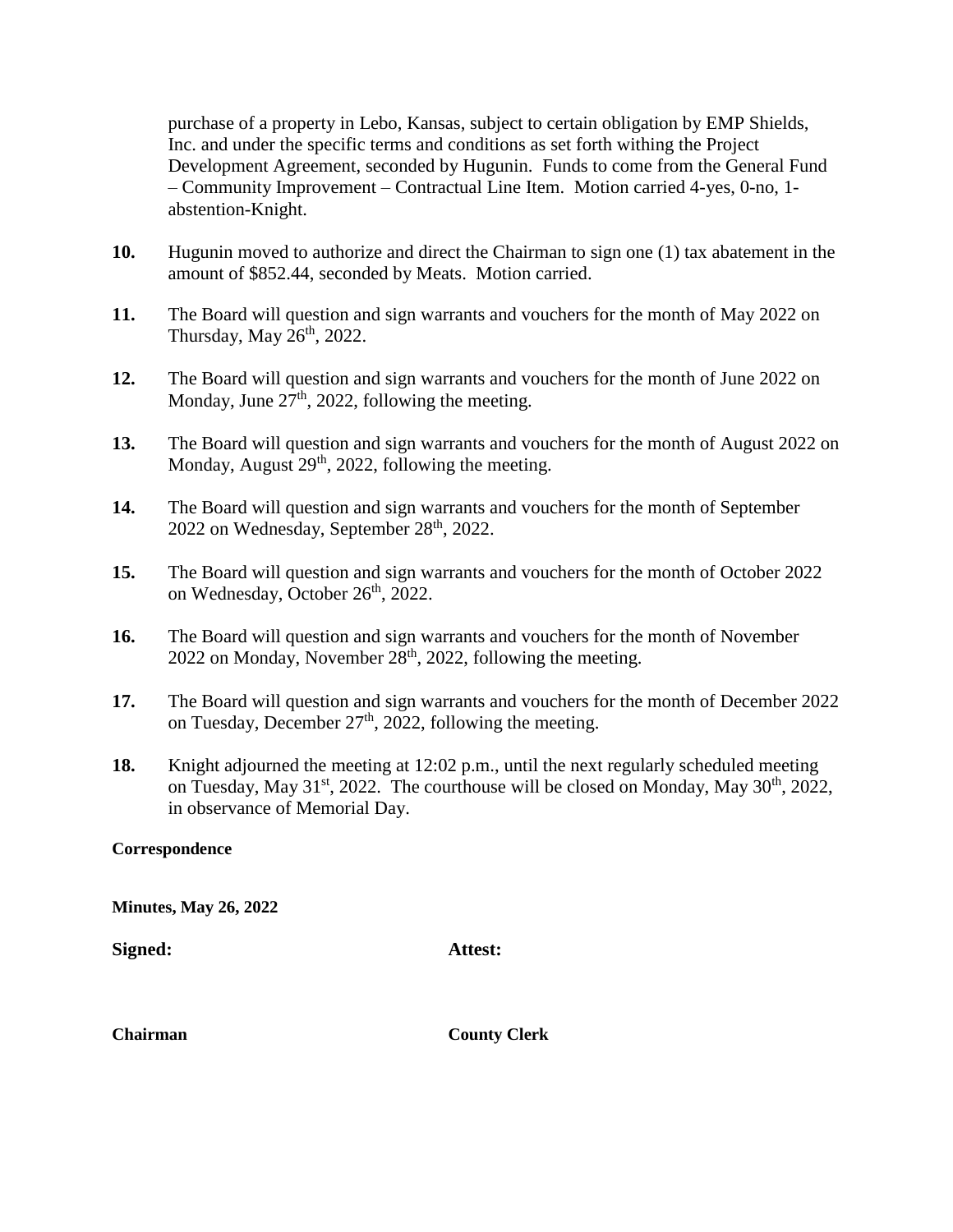purchase of a property in Lebo, Kansas, subject to certain obligation by EMP Shields, Inc. and under the specific terms and conditions as set forth withing the Project Development Agreement, seconded by Hugunin. Funds to come from the General Fund – Community Improvement – Contractual Line Item. Motion carried 4-yes, 0-no, 1-abstention-Knight.

**10.** Hugunin moved to authorize and direct the Chairman to sign one (1) tax abatement in the amount of $852.44, seconded by Meats. Motion carried.

**11.** The Board will question and sign warrants and vouchers for the month of May 2022 on Thursday, May 26th, 2022.

**12.** The Board will question and sign warrants and vouchers for the month of June 2022 on Monday, June 27th, 2022, following the meeting.

**13.** The Board will question and sign warrants and vouchers for the month of August 2022 on Monday, August 29th, 2022, following the meeting.

**14.** The Board will question and sign warrants and vouchers for the month of September 2022 on Wednesday, September 28th, 2022.

**15.** The Board will question and sign warrants and vouchers for the month of October 2022 on Wednesday, October 26th, 2022.

**16.** The Board will question and sign warrants and vouchers for the month of November 2022 on Monday, November 28th, 2022, following the meeting.

**17.** The Board will question and sign warrants and vouchers for the month of December 2022 on Tuesday, December 27th, 2022, following the meeting.

**18.** Knight adjourned the meeting at 12:02 p.m., until the next regularly scheduled meeting on Tuesday, May 31st, 2022. The courthouse will be closed on Monday, May 30th, 2022, in observance of Memorial Day.

**Correspondence**

**Minutes, May 26, 2022**

**Signed:** **Attest:**

**Chairman** **County Clerk**